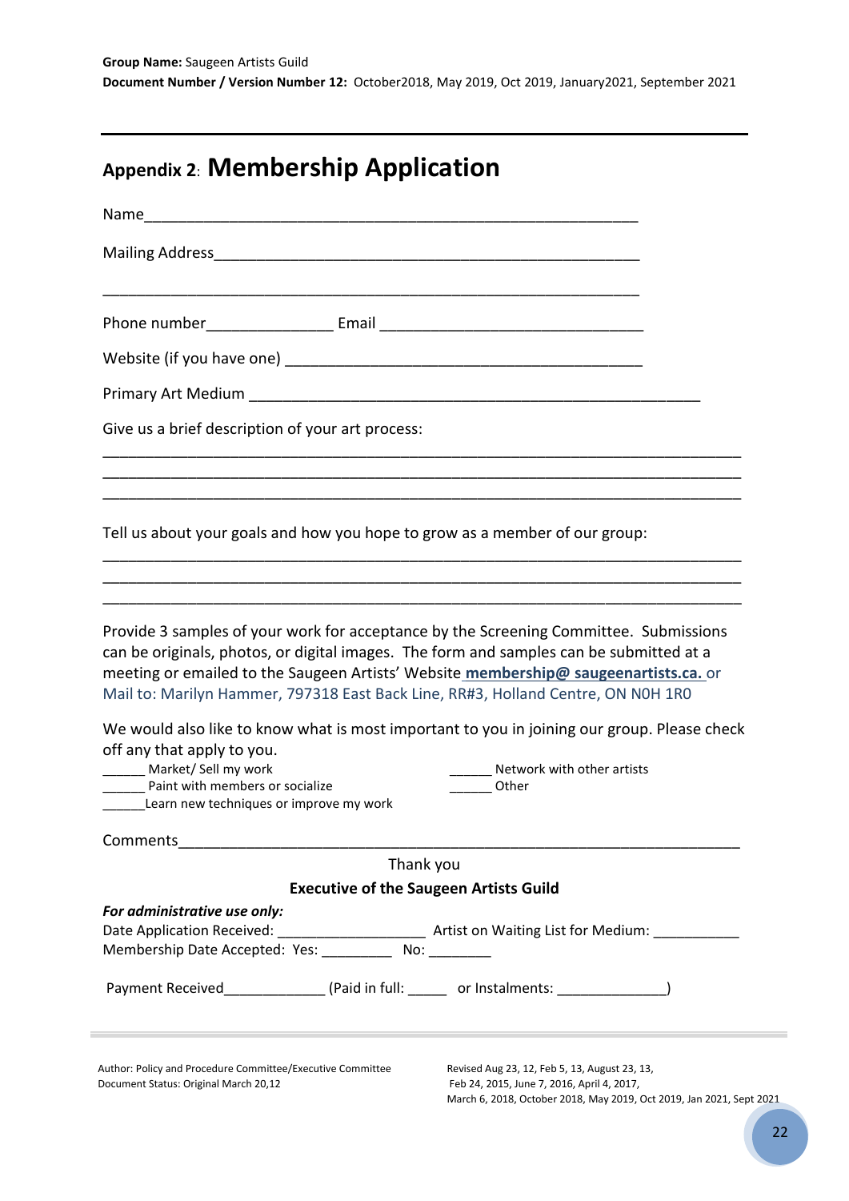**Group Name:** Saugeen Artists Guild
**Document Number / Version Number 12:** October2018, May 2019, Oct 2019, January2021, September 2021

---

## Appendix 2: **Membership Application**

Name___________________________________________________________

Mailing Address_________________________________________________

_______________________________________________________________

Phone number_______________ Email _______________________________

Website (if you have one) __________________________________________

Primary Art Medium ________________________________________________

Give us a brief description of your art process:

_________________________________________________________________________
_________________________________________________________________________
_________________________________________________________________________

Tell us about your goals and how you hope to grow as a member of our group:

_________________________________________________________________________
_________________________________________________________________________
_________________________________________________________________________

Provide 3 samples of your work for acceptance by the Screening Committee. Submissions can be originals, photos, or digital images. The form and samples can be submitted at a meeting or emailed to the Saugeen Artists' Website **membership@ saugeenartists.ca.** or Mail to: Marilyn Hammer, 797318 East Back Line, RR#3, Holland Centre, ON N0H 1R0

We would also like to know what is most important to you in joining our group. Please check off any that apply to you.

______ Market/ Sell my work
______ Paint with members or socialize
______Learn new techniques or improve my work
______ Network with other artists
______ Other

Comments__________________________________________________________________

Thank you

**Executive of the Saugeen Artists Guild**

***For administrative use only:***

Date Application Received: ___________________ Artist on Waiting List for Medium: ___________

Membership Date Accepted: Yes: _________ No: ________

Payment Received_____________ (Paid in full: _____ or Instalments: ______________)

---

Author: Policy and Procedure Committee/Executive Committee
Document Status: Original March 20,12

Revised Aug 23, 12, Feb 5, 13, August 23, 13, Feb 24, 2015, June 7, 2016, April 4, 2017, March 6, 2018, October 2018, May 2019, Oct 2019, Jan 2021, Sept 2021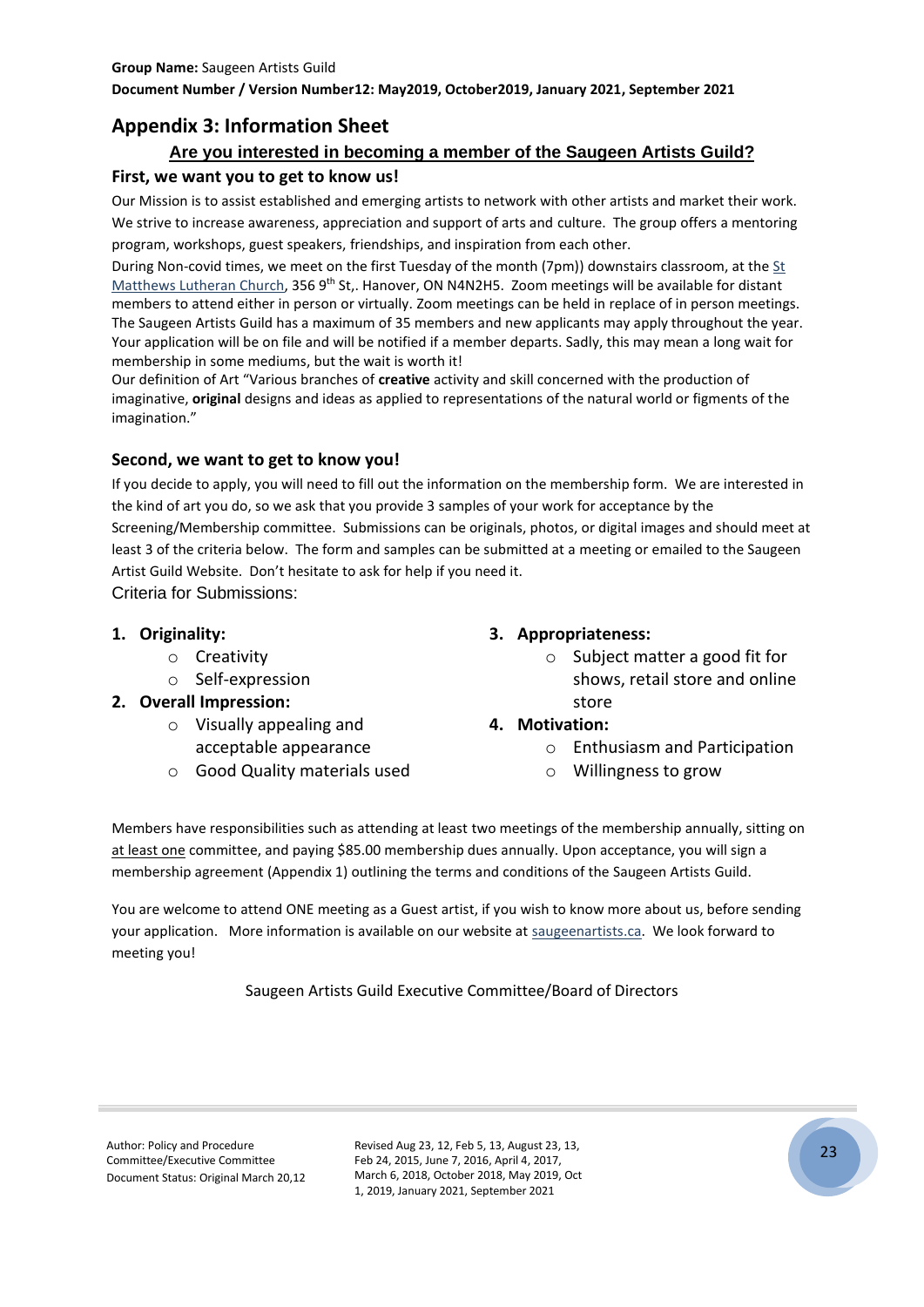**Group Name:** Saugeen Artists Guild
**Document Number / Version Number12: May2019, October2019, January 2021, September 2021**

## Appendix 3: Information Sheet

### Are you interested in becoming a member of the Saugeen Artists Guild?

### First, we want you to get to know us!

Our Mission is to assist established and emerging artists to network with other artists and market their work. We strive to increase awareness, appreciation and support of arts and culture. The group offers a mentoring program, workshops, guest speakers, friendships, and inspiration from each other.

During Non-covid times, we meet on the first Tuesday of the month (7pm)) downstairs classroom, at the St Matthews Lutheran Church, 356 9th St,. Hanover, ON N4N2H5. Zoom meetings will be available for distant members to attend either in person or virtually. Zoom meetings can be held in replace of in person meetings. The Saugeen Artists Guild has a maximum of 35 members and new applicants may apply throughout the year. Your application will be on file and will be notified if a member departs. Sadly, this may mean a long wait for membership in some mediums, but the wait is worth it!

Our definition of Art "Various branches of **creative** activity and skill concerned with the production of imaginative, **original** designs and ideas as applied to representations of the natural world or figments of the imagination."

### Second, we want to get to know you!

If you decide to apply, you will need to fill out the information on the membership form. We are interested in the kind of art you do, so we ask that you provide 3 samples of your work for acceptance by the Screening/Membership committee. Submissions can be originals, photos, or digital images and should meet at least 3 of the criteria below. The form and samples can be submitted at a meeting or emailed to the Saugeen Artist Guild Website. Don't hesitate to ask for help if you need it.

Criteria for Submissions:

1. **Originality:**
   - Creativity
   - Self-expression
2. **Overall Impression:**
   - Visually appealing and acceptable appearance
   - Good Quality materials used
3. **Appropriateness:**
   - Subject matter a good fit for shows, retail store and online store
4. **Motivation:**
   - Enthusiasm and Participation
   - Willingness to grow

Members have responsibilities such as attending at least two meetings of the membership annually, sitting on at least one committee, and paying $85.00 membership dues annually. Upon acceptance, you will sign a membership agreement (Appendix 1) outlining the terms and conditions of the Saugeen Artists Guild.

You are welcome to attend ONE meeting as a Guest artist, if you wish to know more about us, before sending your application. More information is available on our website at saugeenartists.ca. We look forward to meeting you!

Saugeen Artists Guild Executive Committee/Board of Directors

Author: Policy and Procedure Committee/Executive Committee
Document Status: Original March 20,12

Revised Aug 23, 12, Feb 5, 13, August 23, 13, Feb 24, 2015, June 7, 2016, April 4, 2017, March 6, 2018, October 2018, May 2019, Oct 1, 2019, January 2021, September 2021